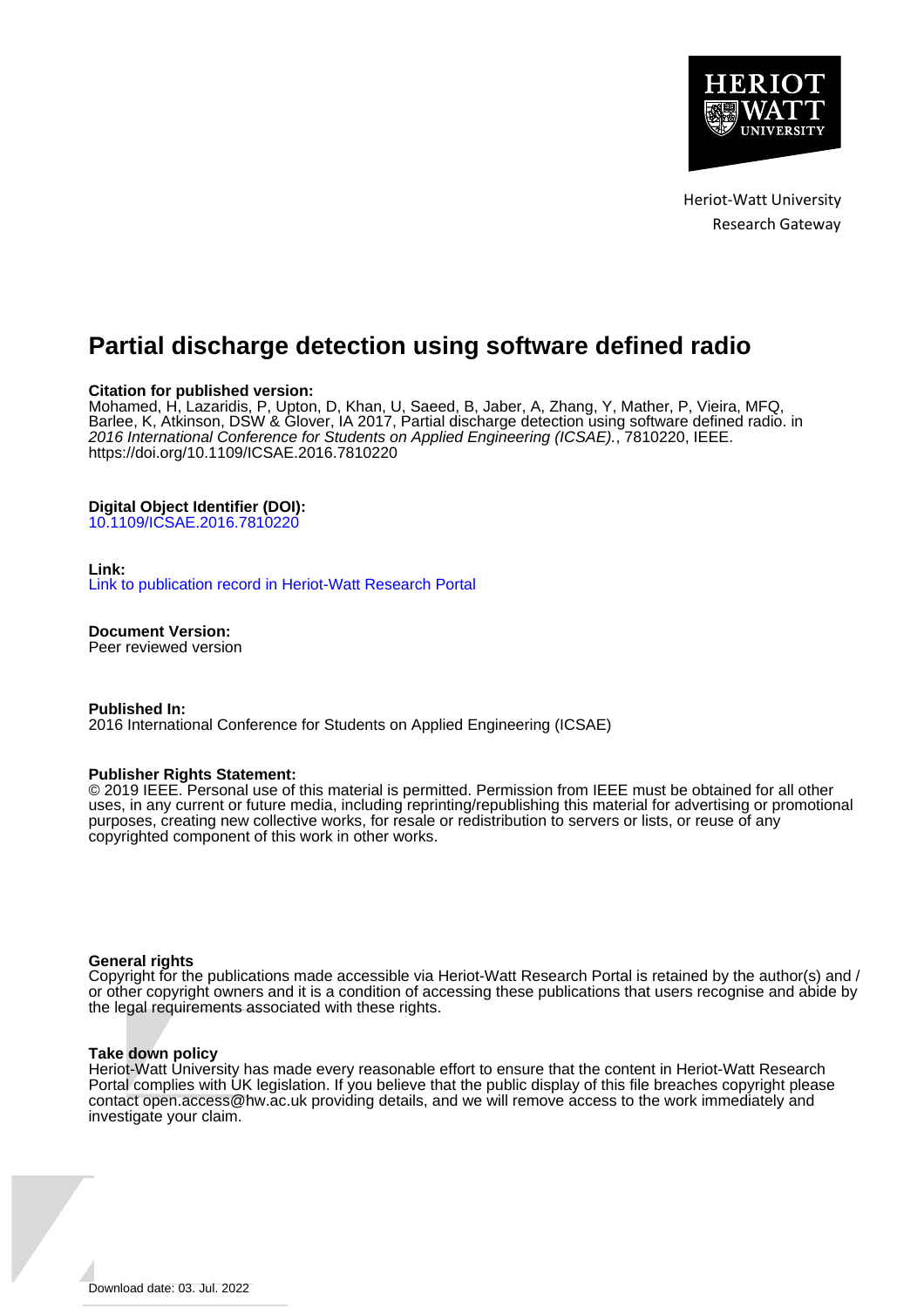Heriot-Watt University
Research Gateway

# Partial discharge detection using software defined radio

**Citation for published version:**
Mohamed, H, Lazaridis, P, Upton, D, Khan, U, Saeed, B, Jaber, A, Zhang, Y, Mather, P, Vieira, MFQ, Barlee, K, Atkinson, DSW & Glover, IA 2017, Partial discharge detection using software defined radio. in *2016 International Conference for Students on Applied Engineering (ICSAE).*, 7810220, IEEE. https://doi.org/10.1109/ICSAE.2016.7810220

**Digital Object Identifier (DOI):**
10.1109/ICSAE.2016.7810220

**Link:**
Link to publication record in Heriot-Watt Research Portal

**Document Version:**
Peer reviewed version

**Published In:**
2016 International Conference for Students on Applied Engineering (ICSAE)

**Publisher Rights Statement:**
© 2019 IEEE. Personal use of this material is permitted. Permission from IEEE must be obtained for all other uses, in any current or future media, including reprinting/republishing this material for advertising or promotional purposes, creating new collective works, for resale or redistribution to servers or lists, or reuse of any copyrighted component of this work in other works.

**General rights**
Copyright for the publications made accessible via Heriot-Watt Research Portal is retained by the author(s) and / or other copyright owners and it is a condition of accessing these publications that users recognise and abide by the legal requirements associated with these rights.

**Take down policy**
Heriot-Watt University has made every reasonable effort to ensure that the content in Heriot-Watt Research Portal complies with UK legislation. If you believe that the public display of this file breaches copyright please contact open.access@hw.ac.uk providing details, and we will remove access to the work immediately and investigate your claim.

Download date: 03. Jul. 2022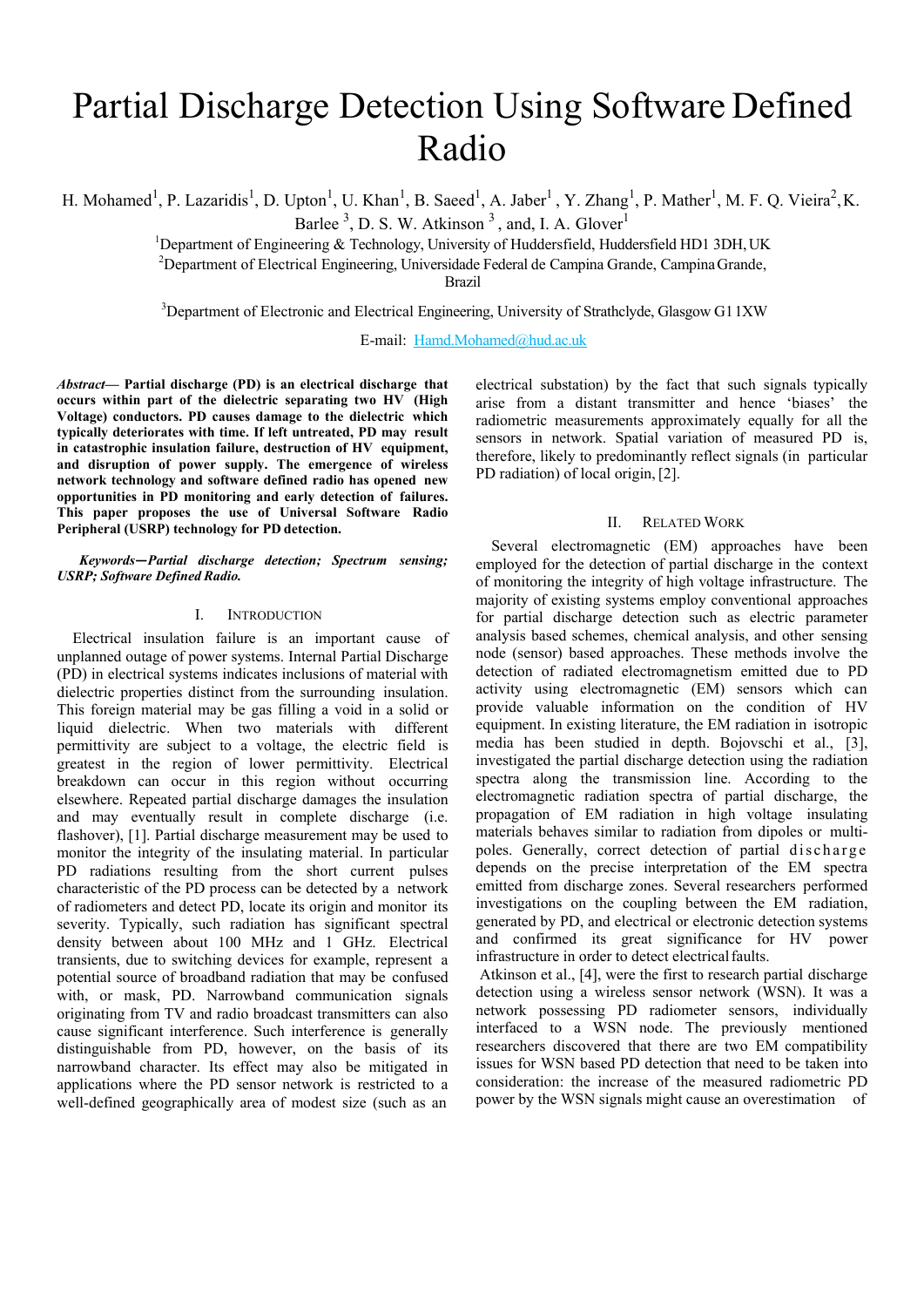# Partial Discharge Detection Using Software Defined Radio

H. Mohamed[1], P. Lazaridis[1], D. Upton[1], U. Khan[1], B. Saeed[1], A. Jaber[1] , Y. Zhang[1], P. Mather[1], M. F. Q. Vieira[2], K. Barlee [3], D. S. W. Atkinson [3] , and, I. A. Glover[1]

[1]Department of Engineering & Technology, University of Huddersfield, Huddersfield HD1 3DH, UK

[2]Department of Electrical Engineering, Universidade Federal de Campina Grande, Campina Grande, Brazil

[3]Department of Electronic and Electrical Engineering, University of Strathclyde, Glasgow G1 1XW

E-mail: Hamd.Mohamed@hud.ac.uk

***Abstract*— Partial discharge (PD) is an electrical discharge that occurs within part of the dielectric separating two HV (High Voltage) conductors. PD causes damage to the dielectric which typically deteriorates with time. If left untreated, PD may result in catastrophic insulation failure, destruction of HV equipment, and disruption of power supply. The emergence of wireless network technology and software defined radio has opened new opportunities in PD monitoring and early detection of failures. This paper proposes the use of Universal Software Radio Peripheral (USRP) technology for PD detection.**

***Keywords—Partial discharge detection; Spectrum sensing; USRP; Software Defined Radio.***

## I. Introduction

Electrical insulation failure is an important cause of unplanned outage of power systems. Internal Partial Discharge (PD) in electrical systems indicates inclusions of material with dielectric properties distinct from the surrounding insulation. This foreign material may be gas filling a void in a solid or liquid dielectric. When two materials with different permittivity are subject to a voltage, the electric field is greatest in the region of lower permittivity. Electrical breakdown can occur in this region without occurring elsewhere. Repeated partial discharge damages the insulation and may eventually result in complete discharge (i.e. flashover), [1]. Partial discharge measurement may be used to monitor the integrity of the insulating material. In particular PD radiations resulting from the short current pulses characteristic of the PD process can be detected by a network of radiometers and detect PD, locate its origin and monitor its severity. Typically, such radiation has significant spectral density between about 100 MHz and 1 GHz. Electrical transients, due to switching devices for example, represent a potential source of broadband radiation that may be confused with, or mask, PD. Narrowband communication signals originating from TV and radio broadcast transmitters can also cause significant interference. Such interference is generally distinguishable from PD, however, on the basis of its narrowband character. Its effect may also be mitigated in applications where the PD sensor network is restricted to a well-defined geographically area of modest size (such as an electrical substation) by the fact that such signals typically arise from a distant transmitter and hence 'biases' the radiometric measurements approximately equally for all the sensors in network. Spatial variation of measured PD is, therefore, likely to predominantly reflect signals (in particular PD radiation) of local origin, [2].

## II. Related Work

Several electromagnetic (EM) approaches have been employed for the detection of partial discharge in the context of monitoring the integrity of high voltage infrastructure. The majority of existing systems employ conventional approaches for partial discharge detection such as electric parameter analysis based schemes, chemical analysis, and other sensing node (sensor) based approaches. These methods involve the detection of radiated electromagnetism emitted due to PD activity using electromagnetic (EM) sensors which can provide valuable information on the condition of HV equipment. In existing literature, the EM radiation in isotropic media has been studied in depth. Bojovschi et al., [3], investigated the partial discharge detection using the radiation spectra along the transmission line. According to the electromagnetic radiation spectra of partial discharge, the propagation of EM radiation in high voltage insulating materials behaves similar to radiation from dipoles or multi-poles. Generally, correct detection of partial discharge depends on the precise interpretation of the EM spectra emitted from discharge zones. Several researchers performed investigations on the coupling between the EM radiation, generated by PD, and electrical or electronic detection systems and confirmed its great significance for HV power infrastructure in order to detect electrical faults.

Atkinson et al., [4], were the first to research partial discharge detection using a wireless sensor network (WSN). It was a network possessing PD radiometer sensors, individually interfaced to a WSN node. The previously mentioned researchers discovered that there are two EM compatibility issues for WSN based PD detection that need to be taken into consideration: the increase of the measured radiometric PD power by the WSN signals might cause an overestimation of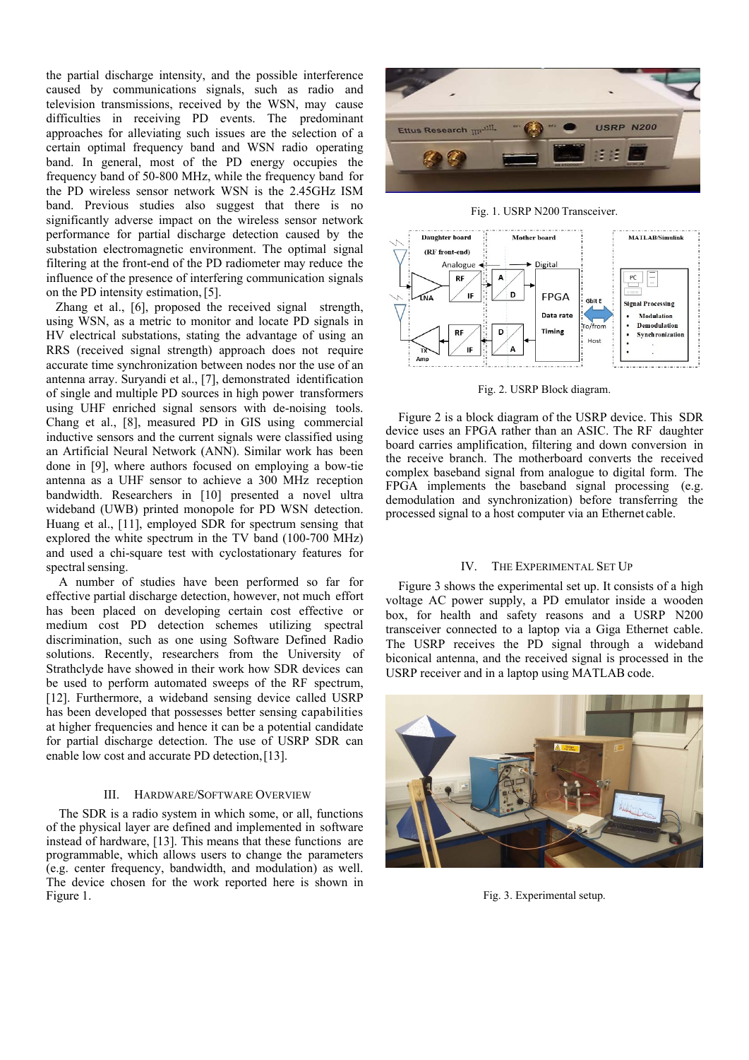the partial discharge intensity, and the possible interference caused by communications signals, such as radio and television transmissions, received by the WSN, may cause difficulties in receiving PD events. The predominant approaches for alleviating such issues are the selection of a certain optimal frequency band and WSN radio operating band. In general, most of the PD energy occupies the frequency band of 50-800 MHz, while the frequency band for the PD wireless sensor network WSN is the 2.45GHz ISM band. Previous studies also suggest that there is no significantly adverse impact on the wireless sensor network performance for partial discharge detection caused by the substation electromagnetic environment. The optimal signal filtering at the front-end of the PD radiometer may reduce the influence of the presence of interfering communication signals on the PD intensity estimation, [5].

Zhang et al., [6], proposed the received signal strength, using WSN, as a metric to monitor and locate PD signals in HV electrical substations, stating the advantage of using an RRS (received signal strength) approach does not require accurate time synchronization between nodes nor the use of an antenna array. Suryandi et al., [7], demonstrated identification of single and multiple PD sources in high power transformers using UHF enriched signal sensors with de-noising tools. Chang et al., [8], measured PD in GIS using commercial inductive sensors and the current signals were classified using an Artificial Neural Network (ANN). Similar work has been done in [9], where authors focused on employing a bow-tie antenna as a UHF sensor to achieve a 300 MHz reception bandwidth. Researchers in [10] presented a novel ultra wideband (UWB) printed monopole for PD WSN detection. Huang et al., [11], employed SDR for spectrum sensing that explored the white spectrum in the TV band (100-700 MHz) and used a chi-square test with cyclostationary features for spectral sensing.

A number of studies have been performed so far for effective partial discharge detection, however, not much effort has been placed on developing certain cost effective or medium cost PD detection schemes utilizing spectral discrimination, such as one using Software Defined Radio solutions. Recently, researchers from the University of Strathclyde have showed in their work how SDR devices can be used to perform automated sweeps of the RF spectrum, [12]. Furthermore, a wideband sensing device called USRP has been developed that possesses better sensing capabilities at higher frequencies and hence it can be a potential candidate for partial discharge detection. The use of USRP SDR can enable low cost and accurate PD detection, [13].

## III. Hardware/Software Overview

The SDR is a radio system in which some, or all, functions of the physical layer are defined and implemented in software instead of hardware, [13]. This means that these functions are programmable, which allows users to change the parameters (e.g. center frequency, bandwidth, and modulation) as well. The device chosen for the work reported here is shown in Figure 1.

Fig. 1. USRP N200 Transceiver.

Fig. 2. USRP Block diagram.

Figure 2 is a block diagram of the USRP device. This SDR device uses an FPGA rather than an ASIC. The RF daughter board carries amplification, filtering and down conversion in the receive branch. The motherboard converts the received complex baseband signal from analogue to digital form. The FPGA implements the baseband signal processing (e.g. demodulation and synchronization) before transferring the processed signal to a host computer via an Ethernet cable.

## IV. The Experimental Set Up

Figure 3 shows the experimental set up. It consists of a high voltage AC power supply, a PD emulator inside a wooden box, for health and safety reasons and a USRP N200 transceiver connected to a laptop via a Giga Ethernet cable. The USRP receives the PD signal through a wideband biconical antenna, and the received signal is processed in the USRP receiver and in a laptop using MATLAB code.

Fig. 3. Experimental setup.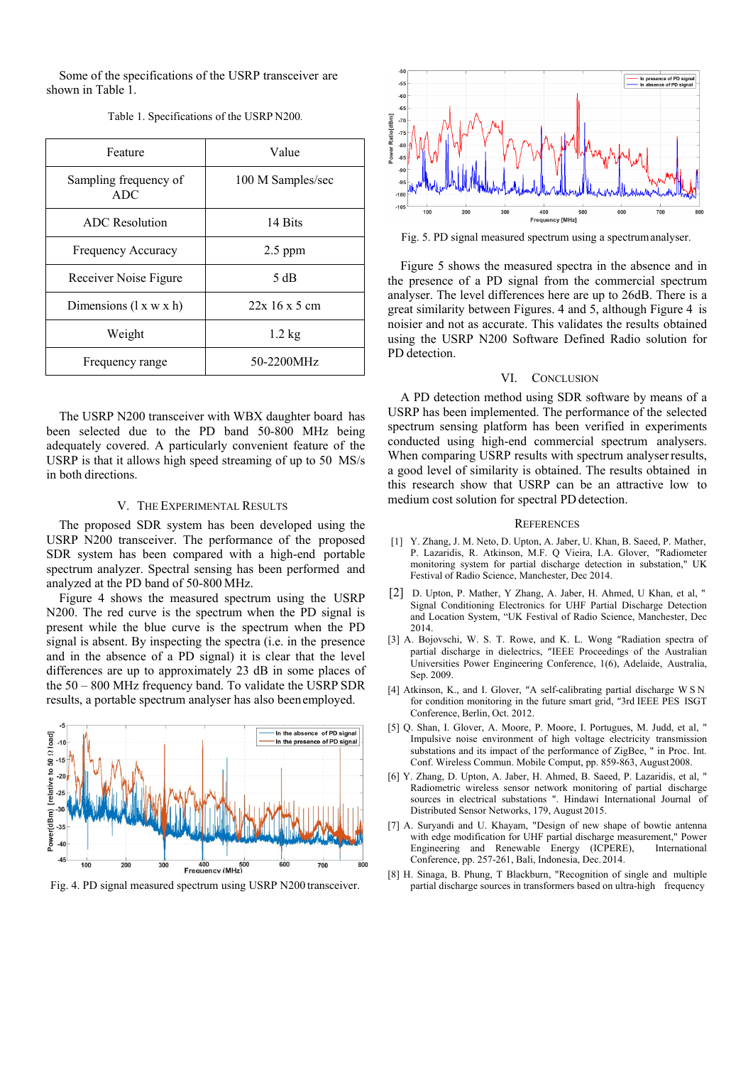Some of the specifications of the USRP transceiver are shown in Table 1.

Table 1. Specifications of the USRP N200.

| Feature | Value |
|---|---|
| Sampling frequency of ADC | 100 M Samples/sec |
| ADC Resolution | 14 Bits |
| Frequency Accuracy | 2.5 ppm |
| Receiver Noise Figure | 5 dB |
| Dimensions (l x w x h) | 22x 16 x 5 cm |
| Weight | 1.2 kg |
| Frequency range | 50-2200MHz |

The USRP N200 transceiver with WBX daughter board has been selected due to the PD band 50-800 MHz being adequately covered. A particularly convenient feature of the USRP is that it allows high speed streaming of up to 50 MS/s in both directions.

## V. The Experimental Results

The proposed SDR system has been developed using the USRP N200 transceiver. The performance of the proposed SDR system has been compared with a high-end portable spectrum analyzer. Spectral sensing has been performed and analyzed at the PD band of 50-800 MHz.

Figure 4 shows the measured spectrum using the USRP N200. The red curve is the spectrum when the PD signal is present while the blue curve is the spectrum when the PD signal is absent. By inspecting the spectra (i.e. in the presence and in the absence of a PD signal) it is clear that the level differences are up to approximately 23 dB in some places of the 50 – 800 MHz frequency band. To validate the USRP SDR results, a portable spectrum analyser has also been employed.

Fig. 4. PD signal measured spectrum using USRP N200 transceiver.

Fig. 5. PD signal measured spectrum using a spectrum analyser.

Figure 5 shows the measured spectra in the absence and in the presence of a PD signal from the commercial spectrum analyser. The level differences here are up to 26dB. There is a great similarity between Figures. 4 and 5, although Figure 4 is noisier and not as accurate. This validates the results obtained using the USRP N200 Software Defined Radio solution for PD detection.

## VI. Conclusion

A PD detection method using SDR software by means of a USRP has been implemented. The performance of the selected spectrum sensing platform has been verified in experiments conducted using high-end commercial spectrum analysers. When comparing USRP results with spectrum analyser results, a good level of similarity is obtained. The results obtained in this research show that USRP can be an attractive low to medium cost solution for spectral PD detection.

## References

[1] Y. Zhang, J. M. Neto, D. Upton, A. Jaber, U. Khan, B. Saeed, P. Mather, P. Lazaridis, R. Atkinson, M.F. Q Vieira, I.A. Glover, "Radiometer monitoring system for partial discharge detection in substation," UK Festival of Radio Science, Manchester, Dec 2014.

[2] D. Upton, P. Mather, Y Zhang, A. Jaber, H. Ahmed, U Khan, et al, " Signal Conditioning Electronics for UHF Partial Discharge Detection and Location System, "UK Festival of Radio Science, Manchester, Dec 2014.

[3] A. Bojovschi, W. S. T. Rowe, and K. L. Wong "Radiation spectra of partial discharge in dielectrics, "IEEE Proceedings of the Australian Universities Power Engineering Conference, 1(6), Adelaide, Australia, Sep. 2009.

[4] Atkinson, K., and I. Glover, "A self-calibrating partial discharge W S N for condition monitoring in the future smart grid, "3rd IEEE PES ISGT Conference, Berlin, Oct. 2012.

[5] Q. Shan, I. Glover, A. Moore, P. Moore, I. Portugues, M. Judd, et al, " Impulsive noise environment of high voltage electricity transmission substations and its impact of the performance of ZigBee, " in Proc. Int. Conf. Wireless Commun. Mobile Comput, pp. 859-863, August2008.

[6] Y. Zhang, D. Upton, A. Jaber, H. Ahmed, B. Saeed, P. Lazaridis, et al, " Radiometric wireless sensor network monitoring of partial discharge sources in electrical substations ". Hindawi International Journal of Distributed Sensor Networks, 179, August 2015.

[7] A. Suryandi and U. Khayam, "Design of new shape of bowtie antenna with edge modification for UHF partial discharge measurement," Power Engineering and Renewable Energy (ICPERE), International Conference, pp. 257-261, Bali, Indonesia, Dec. 2014.

[8] H. Sinaga, B. Phung, T Blackburn, "Recognition of single and multiple partial discharge sources in transformers based on ultra-high frequency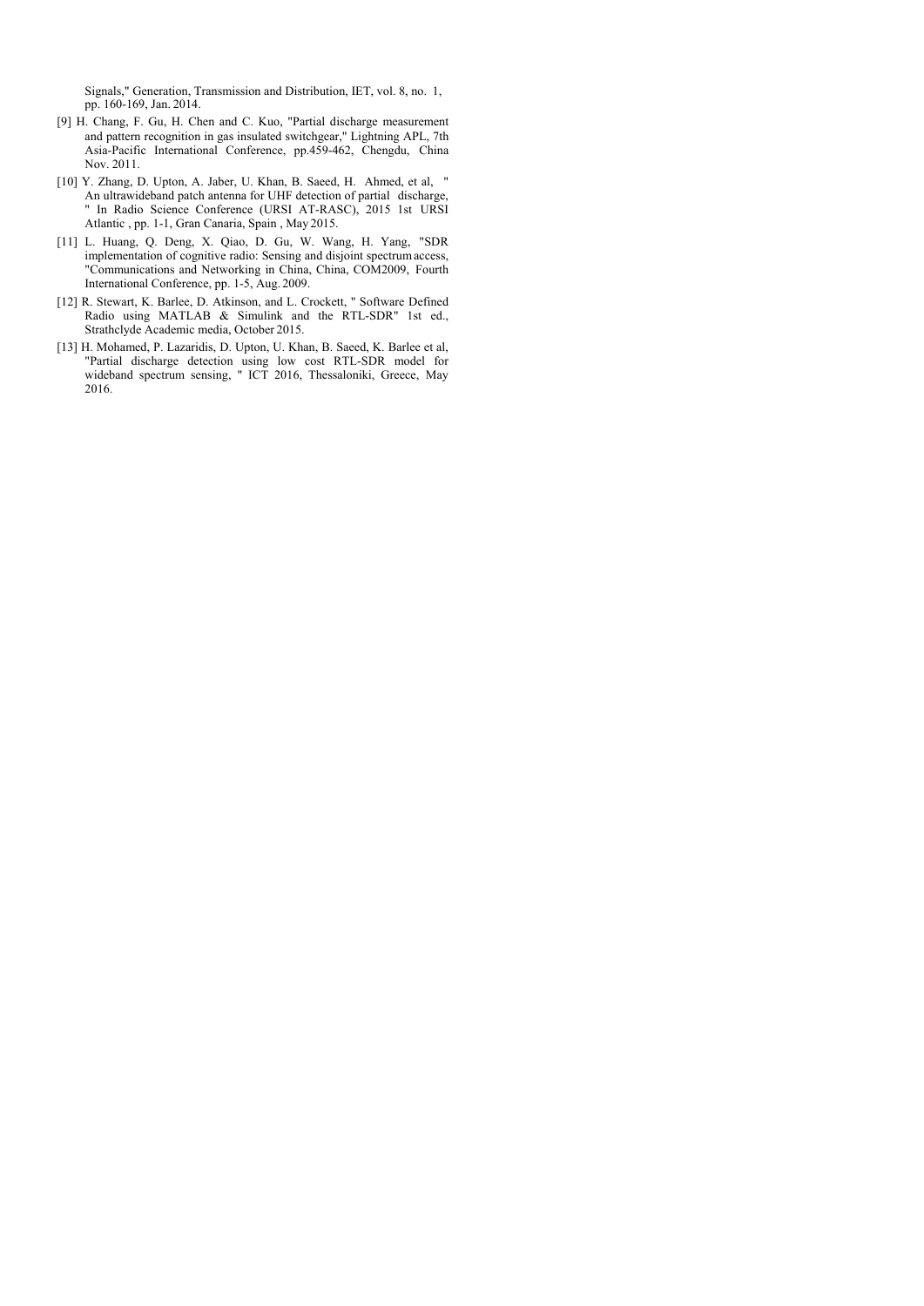Signals," Generation, Transmission and Distribution, IET, vol. 8, no. 1, pp. 160-169, Jan. 2014.

[9] H. Chang, F. Gu, H. Chen and C. Kuo, "Partial discharge measurement and pattern recognition in gas insulated switchgear," Lightning APL, 7th Asia-Pacific International Conference, pp.459-462, Chengdu, China Nov. 2011.

[10] Y. Zhang, D. Upton, A. Jaber, U. Khan, B. Saeed, H. Ahmed, et al, " An ultrawideband patch antenna for UHF detection of partial discharge, " In Radio Science Conference (URSI AT-RASC), 2015 1st URSI Atlantic , pp. 1-1, Gran Canaria, Spain , May 2015.

[11] L. Huang, Q. Deng, X. Qiao, D. Gu, W. Wang, H. Yang, "SDR implementation of cognitive radio: Sensing and disjoint spectrum access, "Communications and Networking in China, China, COM2009, Fourth International Conference, pp. 1-5, Aug. 2009.

[12] R. Stewart, K. Barlee, D. Atkinson, and L. Crockett, " Software Defined Radio using MATLAB & Simulink and the RTL-SDR" 1st ed., Strathclyde Academic media, October 2015.

[13] H. Mohamed, P. Lazaridis, D. Upton, U. Khan, B. Saeed, K. Barlee et al, "Partial discharge detection using low cost RTL-SDR model for wideband spectrum sensing, " ICT 2016, Thessaloniki, Greece, May 2016.